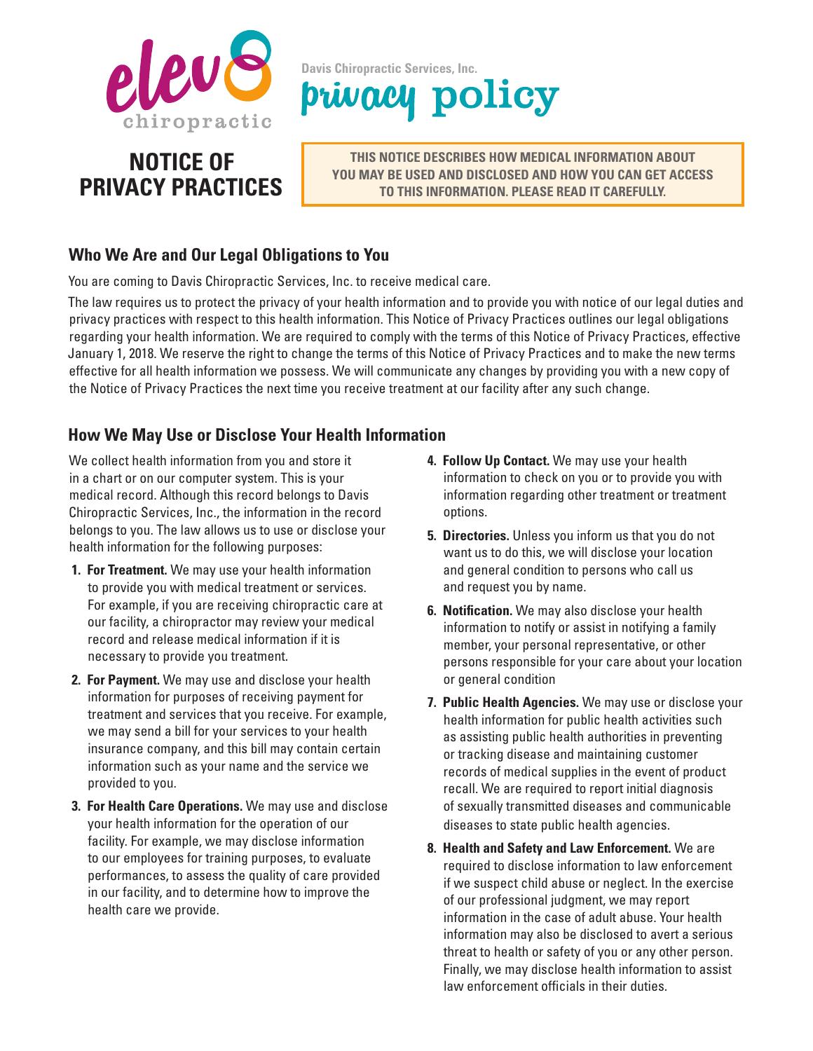elev8 chiropractic

Davis Chiropractic Services, Inc.

privacy policy

# NOTICE OF PRIVACY PRACTICES

**THIS NOTICE DESCRIBES HOW MEDICAL INFORMATION ABOUT YOU MAY BE USED AND DISCLOSED AND HOW YOU CAN GET ACCESS TO THIS INFORMATION. PLEASE READ IT CAREFULLY.**

## Who We Are and Our Legal Obligations to You

You are coming to Davis Chiropractic Services, Inc. to receive medical care.

The law requires us to protect the privacy of your health information and to provide you with notice of our legal duties and privacy practices with respect to this health information. This Notice of Privacy Practices outlines our legal obligations regarding your health information. We are required to comply with the terms of this Notice of Privacy Practices, effective January 1, 2018. We reserve the right to change the terms of this Notice of Privacy Practices and to make the new terms effective for all health information we possess. We will communicate any changes by providing you with a new copy of the Notice of Privacy Practices the next time you receive treatment at our facility after any such change.

## How We May Use or Disclose Your Health Information

We collect health information from you and store it in a chart or on our computer system. This is your medical record. Although this record belongs to Davis Chiropractic Services, Inc., the information in the record belongs to you. The law allows us to use or disclose your health information for the following purposes:

1. **For Treatment.** We may use your health information to provide you with medical treatment or services. For example, if you are receiving chiropractic care at our facility, a chiropractor may review your medical record and release medical information if it is necessary to provide you treatment.
2. **For Payment.** We may use and disclose your health information for purposes of receiving payment for treatment and services that you receive. For example, we may send a bill for your services to your health insurance company, and this bill may contain certain information such as your name and the service we provided to you.
3. **For Health Care Operations.** We may use and disclose your health information for the operation of our facility. For example, we may disclose information to our employees for training purposes, to evaluate performances, to assess the quality of care provided in our facility, and to determine how to improve the health care we provide.
4. **Follow Up Contact.** We may use your health information to check on you or to provide you with information regarding other treatment or treatment options.
5. **Directories.** Unless you inform us that you do not want us to do this, we will disclose your location and general condition to persons who call us and request you by name.
6. **Notification.** We may also disclose your health information to notify or assist in notifying a family member, your personal representative, or other persons responsible for your care about your location or general condition
7. **Public Health Agencies.** We may use or disclose your health information for public health activities such as assisting public health authorities in preventing or tracking disease and maintaining customer records of medical supplies in the event of product recall. We are required to report initial diagnosis of sexually transmitted diseases and communicable diseases to state public health agencies.
8. **Health and Safety and Law Enforcement.** We are required to disclose information to law enforcement if we suspect child abuse or neglect. In the exercise of our professional judgment, we may report information in the case of adult abuse. Your health information may also be disclosed to avert a serious threat to health or safety of you or any other person. Finally, we may disclose health information to assist law enforcement officials in their duties.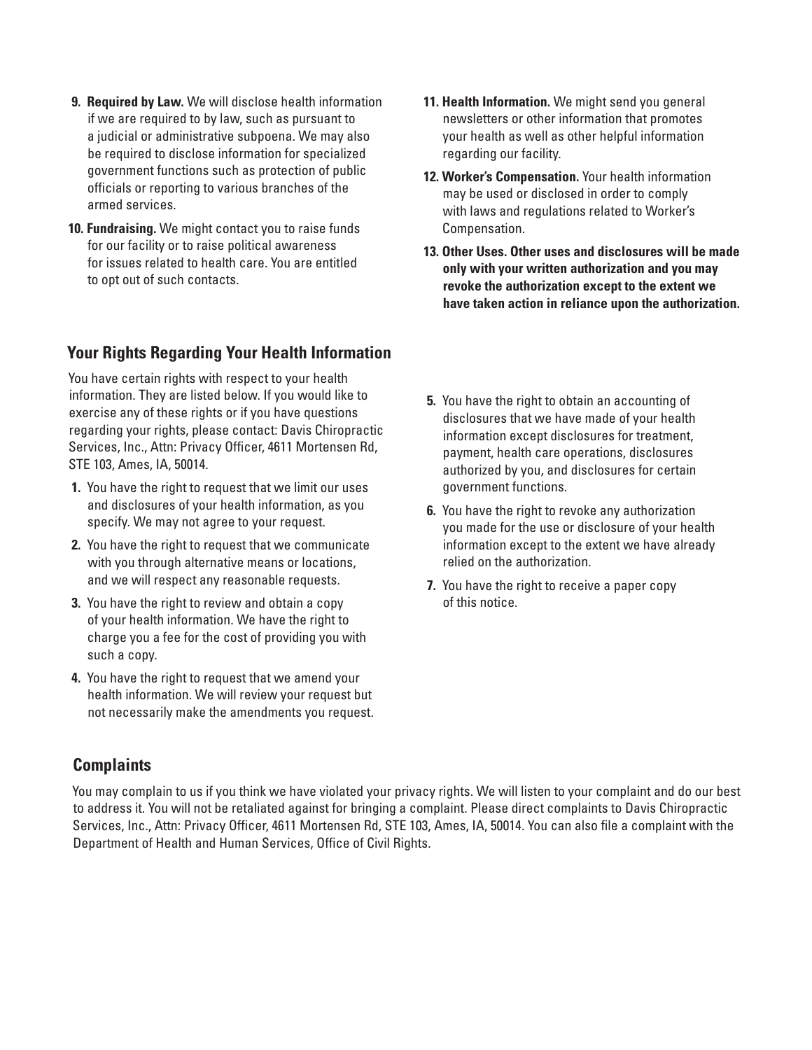9. **Required by Law.** We will disclose health information if we are required to by law, such as pursuant to a judicial or administrative subpoena. We may also be required to disclose information for specialized government functions such as protection of public officials or reporting to various branches of the armed services.

10. **Fundraising.** We might contact you to raise funds for our facility or to raise political awareness for issues related to health care. You are entitled to opt out of such contacts.

11. **Health Information.** We might send you general newsletters or other information that promotes your health as well as other helpful information regarding our facility.

12. **Worker's Compensation.** Your health information may be used or disclosed in order to comply with laws and regulations related to Worker's Compensation.

13. **Other Uses. Other uses and disclosures will be made only with your written authorization and you may revoke the authorization except to the extent we have taken action in reliance upon the authorization.**

## Your Rights Regarding Your Health Information

You have certain rights with respect to your health information. They are listed below. If you would like to exercise any of these rights or if you have questions regarding your rights, please contact: Davis Chiropractic Services, Inc., Attn: Privacy Officer, 4611 Mortensen Rd, STE 103, Ames, IA, 50014.

1. You have the right to request that we limit our uses and disclosures of your health information, as you specify. We may not agree to your request.
2. You have the right to request that we communicate with you through alternative means or locations, and we will respect any reasonable requests.
3. You have the right to review and obtain a copy of your health information. We have the right to charge you a fee for the cost of providing you with such a copy.
4. You have the right to request that we amend your health information. We will review your request but not necessarily make the amendments you request.
5. You have the right to obtain an accounting of disclosures that we have made of your health information except disclosures for treatment, payment, health care operations, disclosures authorized by you, and disclosures for certain government functions.
6. You have the right to revoke any authorization you made for the use or disclosure of your health information except to the extent we have already relied on the authorization.
7. You have the right to receive a paper copy of this notice.

## Complaints

You may complain to us if you think we have violated your privacy rights. We will listen to your complaint and do our best to address it. You will not be retaliated against for bringing a complaint. Please direct complaints to Davis Chiropractic Services, Inc., Attn: Privacy Officer, 4611 Mortensen Rd, STE 103, Ames, IA, 50014. You can also file a complaint with the Department of Health and Human Services, Office of Civil Rights.